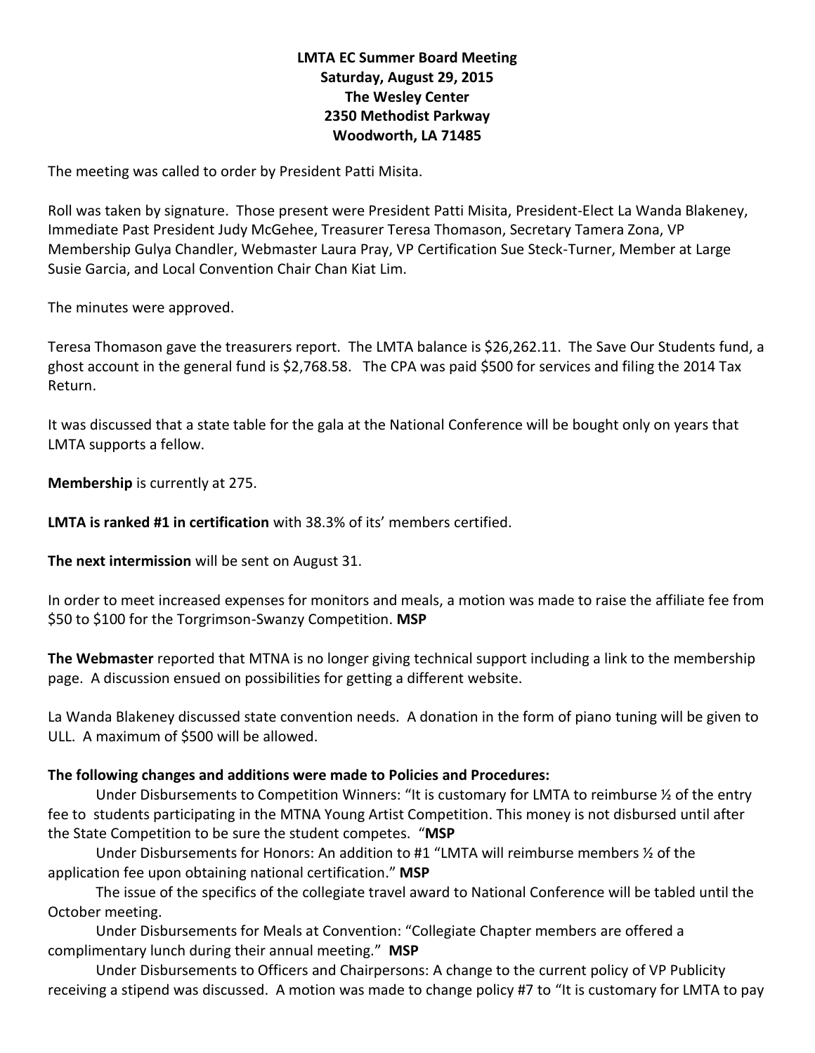**LMTA EC Summer Board Meeting**
**Saturday, August 29, 2015**
**The Wesley Center**
**2350 Methodist Parkway**
**Woodworth, LA 71485**

The meeting was called to order by President Patti Misita.

Roll was taken by signature. Those present were President Patti Misita, President-Elect La Wanda Blakeney, Immediate Past President Judy McGehee, Treasurer Teresa Thomason, Secretary Tamera Zona, VP Membership Gulya Chandler, Webmaster Laura Pray, VP Certification Sue Steck-Turner, Member at Large Susie Garcia, and Local Convention Chair Chan Kiat Lim.

The minutes were approved.

Teresa Thomason gave the treasurers report. The LMTA balance is $26,262.11. The Save Our Students fund, a ghost account in the general fund is $2,768.58. The CPA was paid $500 for services and filing the 2014 Tax Return.

It was discussed that a state table for the gala at the National Conference will be bought only on years that LMTA supports a fellow.

**Membership** is currently at 275.

**LMTA is ranked #1 in certification** with 38.3% of its' members certified.

**The next intermission** will be sent on August 31.

In order to meet increased expenses for monitors and meals, a motion was made to raise the affiliate fee from $50 to $100 for the Torgrimson-Swanzy Competition. **MSP**

**The Webmaster** reported that MTNA is no longer giving technical support including a link to the membership page. A discussion ensued on possibilities for getting a different website.

La Wanda Blakeney discussed state convention needs. A donation in the form of piano tuning will be given to ULL. A maximum of $500 will be allowed.

**The following changes and additions were made to Policies and Procedures:**

Under Disbursements to Competition Winners: "It is customary for LMTA to reimburse ½ of the entry fee to students participating in the MTNA Young Artist Competition. This money is not disbursed until after the State Competition to be sure the student competes. "**MSP**

Under Disbursements for Honors: An addition to #1 "LMTA will reimburse members ½ of the application fee upon obtaining national certification." **MSP**

The issue of the specifics of the collegiate travel award to National Conference will be tabled until the October meeting.

Under Disbursements for Meals at Convention: "Collegiate Chapter members are offered a complimentary lunch during their annual meeting." **MSP**

Under Disbursements to Officers and Chairpersons: A change to the current policy of VP Publicity receiving a stipend was discussed. A motion was made to change policy #7 to "It is customary for LMTA to pay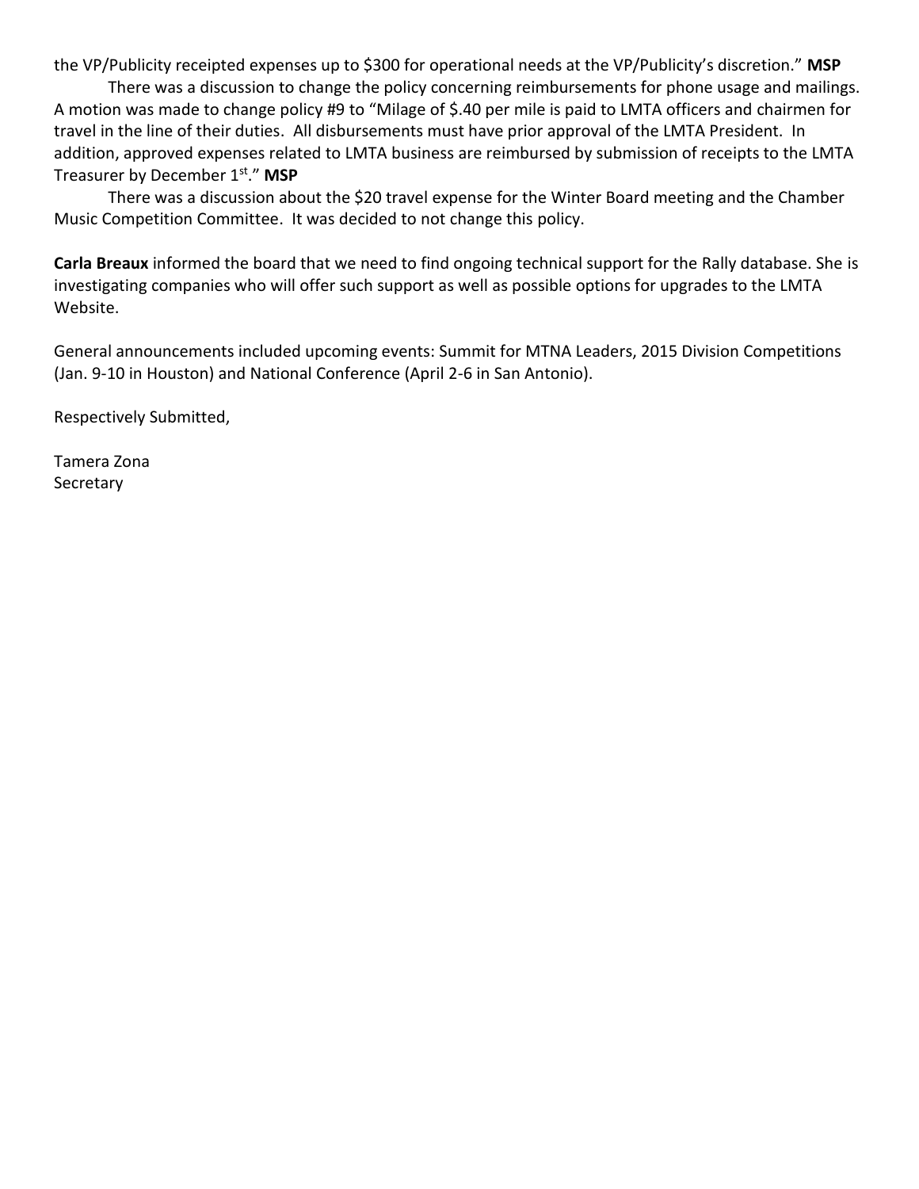the VP/Publicity receipted expenses up to $300 for operational needs at the VP/Publicity's discretion." **MSP**

There was a discussion to change the policy concerning reimbursements for phone usage and mailings. A motion was made to change policy #9 to "Milage of $.40 per mile is paid to LMTA officers and chairmen for travel in the line of their duties. All disbursements must have prior approval of the LMTA President. In addition, approved expenses related to LMTA business are reimbursed by submission of receipts to the LMTA Treasurer by December 1st." **MSP**

There was a discussion about the $20 travel expense for the Winter Board meeting and the Chamber Music Competition Committee. It was decided to not change this policy.

**Carla Breaux** informed the board that we need to find ongoing technical support for the Rally database. She is investigating companies who will offer such support as well as possible options for upgrades to the LMTA Website.

General announcements included upcoming events: Summit for MTNA Leaders, 2015 Division Competitions (Jan. 9-10 in Houston) and National Conference (April 2-6 in San Antonio).

Respectively Submitted,

Tamera Zona
Secretary